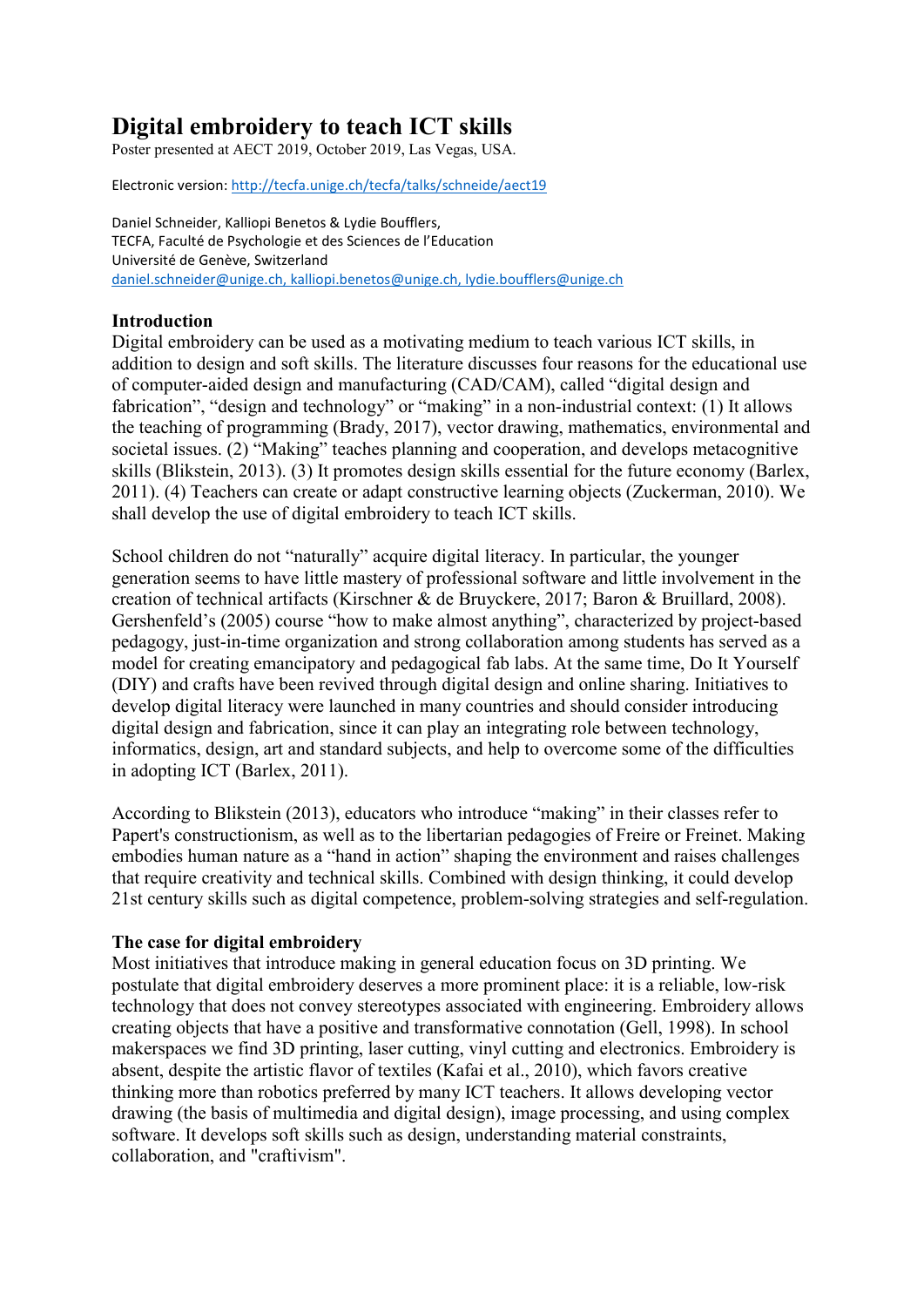# Digital embroidery to teach ICT skills

Poster presented at AECT 2019, October 2019, Las Vegas, USA.

Electronic version: http://tecfa.unige.ch/tecfa/talks/schneide/aect19

Daniel Schneider, Kalliopi Benetos & Lydie Boufflers,
TECFA, Faculté de Psychologie et des Sciences de l'Education
Université de Genève, Switzerland
daniel.schneider@unige.ch, kalliopi.benetos@unige.ch, lydie.boufflers@unige.ch

## Introduction

Digital embroidery can be used as a motivating medium to teach various ICT skills, in addition to design and soft skills. The literature discusses four reasons for the educational use of computer-aided design and manufacturing (CAD/CAM), called "digital design and fabrication", "design and technology" or "making" in a non-industrial context: (1) It allows the teaching of programming (Brady, 2017), vector drawing, mathematics, environmental and societal issues. (2) "Making" teaches planning and cooperation, and develops metacognitive skills (Blikstein, 2013). (3) It promotes design skills essential for the future economy (Barlex, 2011). (4) Teachers can create or adapt constructive learning objects (Zuckerman, 2010). We shall develop the use of digital embroidery to teach ICT skills.

School children do not "naturally" acquire digital literacy. In particular, the younger generation seems to have little mastery of professional software and little involvement in the creation of technical artifacts (Kirschner & de Bruyckere, 2017; Baron & Bruillard, 2008). Gershenfeld's (2005) course "how to make almost anything", characterized by project-based pedagogy, just-in-time organization and strong collaboration among students has served as a model for creating emancipatory and pedagogical fab labs. At the same time, Do It Yourself (DIY) and crafts have been revived through digital design and online sharing. Initiatives to develop digital literacy were launched in many countries and should consider introducing digital design and fabrication, since it can play an integrating role between technology, informatics, design, art and standard subjects, and help to overcome some of the difficulties in adopting ICT (Barlex, 2011).

According to Blikstein (2013), educators who introduce "making" in their classes refer to Papert's constructionism, as well as to the libertarian pedagogies of Freire or Freinet. Making embodies human nature as a "hand in action" shaping the environment and raises challenges that require creativity and technical skills. Combined with design thinking, it could develop 21st century skills such as digital competence, problem-solving strategies and self-regulation.

## The case for digital embroidery

Most initiatives that introduce making in general education focus on 3D printing. We postulate that digital embroidery deserves a more prominent place: it is a reliable, low-risk technology that does not convey stereotypes associated with engineering. Embroidery allows creating objects that have a positive and transformative connotation (Gell, 1998). In school makerspaces we find 3D printing, laser cutting, vinyl cutting and electronics. Embroidery is absent, despite the artistic flavor of textiles (Kafai et al., 2010), which favors creative thinking more than robotics preferred by many ICT teachers. It allows developing vector drawing (the basis of multimedia and digital design), image processing, and using complex software. It develops soft skills such as design, understanding material constraints, collaboration, and "craftivism".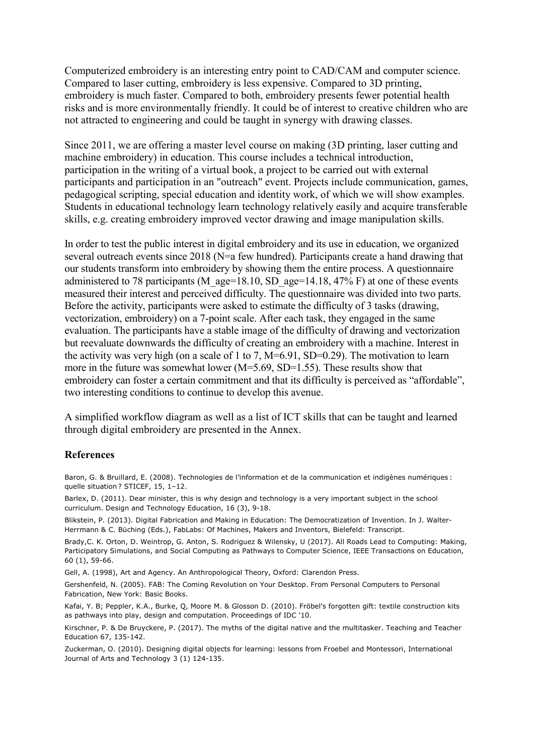Computerized embroidery is an interesting entry point to CAD/CAM and computer science. Compared to laser cutting, embroidery is less expensive. Compared to 3D printing, embroidery is much faster. Compared to both, embroidery presents fewer potential health risks and is more environmentally friendly. It could be of interest to creative children who are not attracted to engineering and could be taught in synergy with drawing classes.

Since 2011, we are offering a master level course on making (3D printing, laser cutting and machine embroidery) in education. This course includes a technical introduction, participation in the writing of a virtual book, a project to be carried out with external participants and participation in an "outreach" event. Projects include communication, games, pedagogical scripting, special education and identity work, of which we will show examples. Students in educational technology learn technology relatively easily and acquire transferable skills, e.g. creating embroidery improved vector drawing and image manipulation skills.

In order to test the public interest in digital embroidery and its use in education, we organized several outreach events since 2018 (N=a few hundred). Participants create a hand drawing that our students transform into embroidery by showing them the entire process. A questionnaire administered to 78 participants ($M_{age}$=18.10, $SD_{age}$=14.18, 47% F) at one of these events measured their interest and perceived difficulty. The questionnaire was divided into two parts. Before the activity, participants were asked to estimate the difficulty of 3 tasks (drawing, vectorization, embroidery) on a 7-point scale. After each task, they engaged in the same evaluation. The participants have a stable image of the difficulty of drawing and vectorization but reevaluate downwards the difficulty of creating an embroidery with a machine. Interest in the activity was very high (on a scale of 1 to 7, M=6.91, SD=0.29). The motivation to learn more in the future was somewhat lower (M=5.69, SD=1.55). These results show that embroidery can foster a certain commitment and that its difficulty is perceived as "affordable", two interesting conditions to continue to develop this avenue.

A simplified workflow diagram as well as a list of ICT skills that can be taught and learned through digital embroidery are presented in the Annex.

## References

Baron, G. & Bruillard, E. (2008). Technologies de l'information et de la communication et indigènes numériques : quelle situation ? STICEF, 15, 1–12.

Barlex, D. (2011). Dear minister, this is why design and technology is a very important subject in the school curriculum. Design and Technology Education, 16 (3), 9-18.

Blikstein, P. (2013). Digital Fabrication and Making in Education: The Democratization of Invention. In J. Walter-Herrmann & C. Büching (Eds.), FabLabs: Of Machines, Makers and Inventors, Bielefeld: Transcript.

Brady,C. K. Orton, D. Weintrop, G. Anton, S. Rodriguez & Wilensky, U (2017). All Roads Lead to Computing: Making, Participatory Simulations, and Social Computing as Pathways to Computer Science, IEEE Transactions on Education, 60 (1), 59-66.

Gell, A. (1998), Art and Agency. An Anthropological Theory, Oxford: Clarendon Press.

Gershenfeld, N. (2005). FAB: The Coming Revolution on Your Desktop. From Personal Computers to Personal Fabrication, New York: Basic Books.

Kafai, Y. B; Peppler, K.A., Burke, Q, Moore M. & Glosson D. (2010). Fröbel's forgotten gift: textile construction kits as pathways into play, design and computation. Proceedings of IDC '10.

Kirschner, P. & De Bruyckere, P. (2017). The myths of the digital native and the multitasker. Teaching and Teacher Education 67, 135-142.

Zuckerman, O. (2010). Designing digital objects for learning: lessons from Froebel and Montessori, International Journal of Arts and Technology 3 (1) 124-135.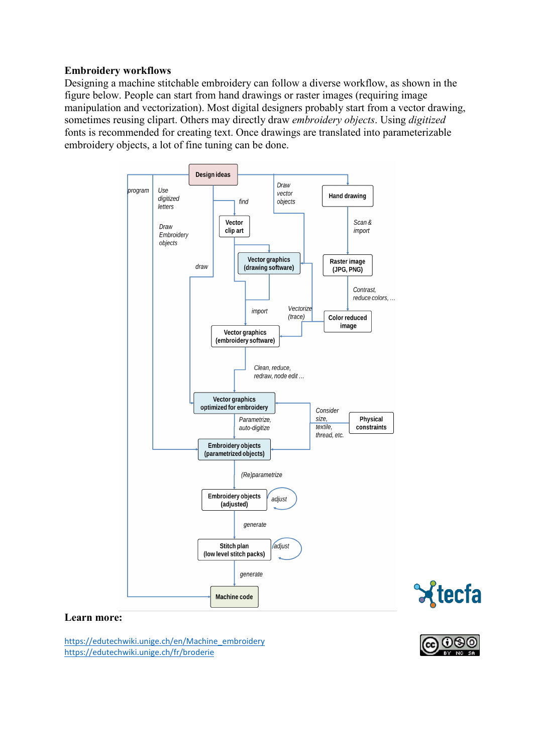**Embroidery workflows**

Designing a machine stitchable embroidery can follow a diverse workflow, as shown in the figure below. People can start from hand drawings or raster images (requiring image manipulation and vectorization). Most digital designers probably start from a vector drawing, sometimes reusing clipart. Others may directly draw *embroidery objects*. Using *digitized* fonts is recommended for creating text. Once drawings are translated into parameterizable embroidery objects, a lot of fine tuning can be done.

**Learn more:**

https://edutechwiki.unige.ch/en/Machine_embroidery
https://edutechwiki.unige.ch/fr/broderie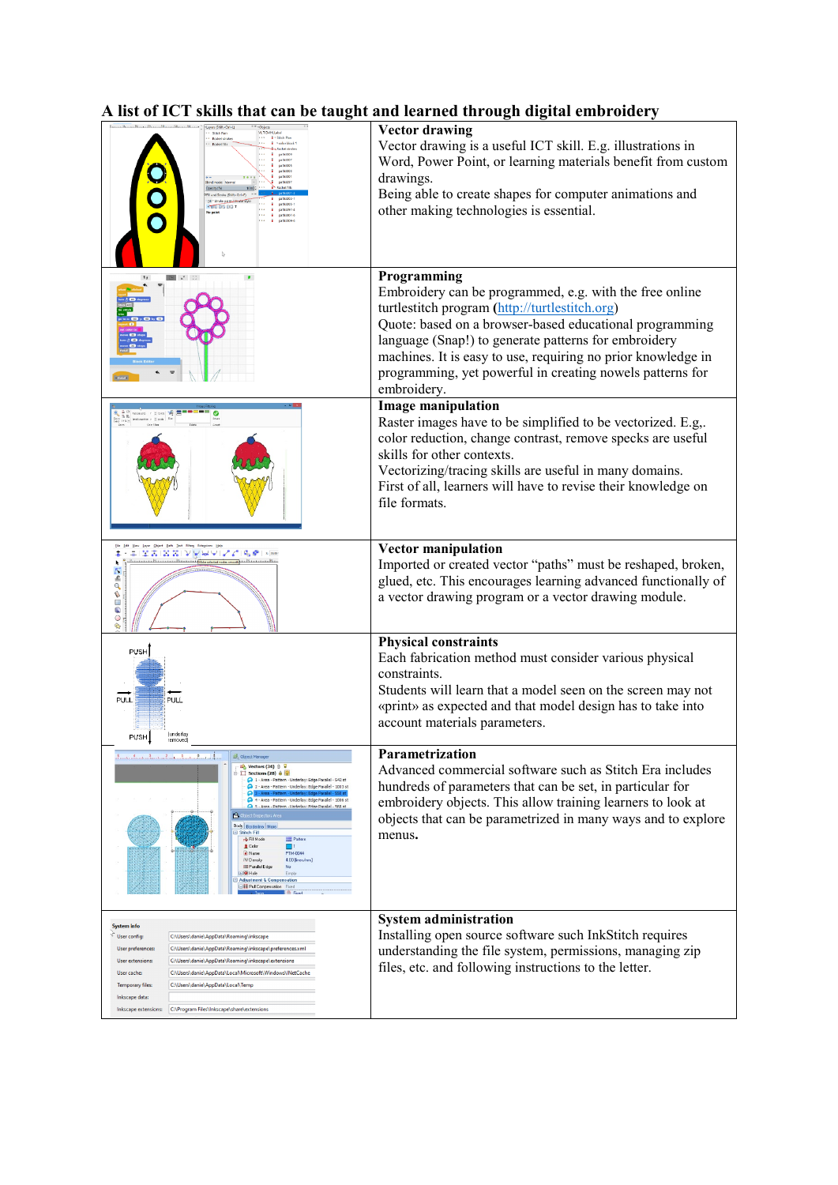## A list of ICT skills that can be taught and learned through digital embroidery

| | |
|---|---|
| | **Vector drawing**<br>Vector drawing is a useful ICT skill. E.g. illustrations in Word, Power Point, or learning materials benefit from custom drawings.<br>Being able to create shapes for computer animations and other making technologies is essential. |
| | **Programming**<br>Embroidery can be programmed, e.g. with the free online turtlestitch program (http://turtlestitch.org)<br>Quote: based on a browser-based educational programming language (Snap!) to generate patterns for embroidery machines. It is easy to use, requiring no prior knowledge in programming, yet powerful in creating nowels patterns for embroidery. |
| | **Image manipulation**<br>Raster images have to be simplified to be vectorized. E.g,. color reduction, change contrast, remove specks are useful skills for other contexts.<br>Vectorizing/tracing skills are useful in many domains.<br>First of all, learners will have to revise their knowledge on file formats. |
| | **Vector manipulation**<br>Imported or created vector "paths" must be reshaped, broken, glued, etc. This encourages learning advanced functionally of a vector drawing program or a vector drawing module. |
| | **Physical constraints**<br>Each fabrication method must consider various physical constraints.<br>Students will learn that a model seen on the screen may not «print» as expected and that model design has to take into account materials parameters. |
| | **Parametrization**<br>Advanced commercial software such as Stitch Era includes hundreds of parameters that can be set, in particular for embroidery objects. This allow training learners to look at objects that can be parametrized in many ways and to explore menus**.** |
| | **System administration**<br>Installing open source software such InkStitch requires understanding the file system, permissions, managing zip files, etc. and following instructions to the letter. |